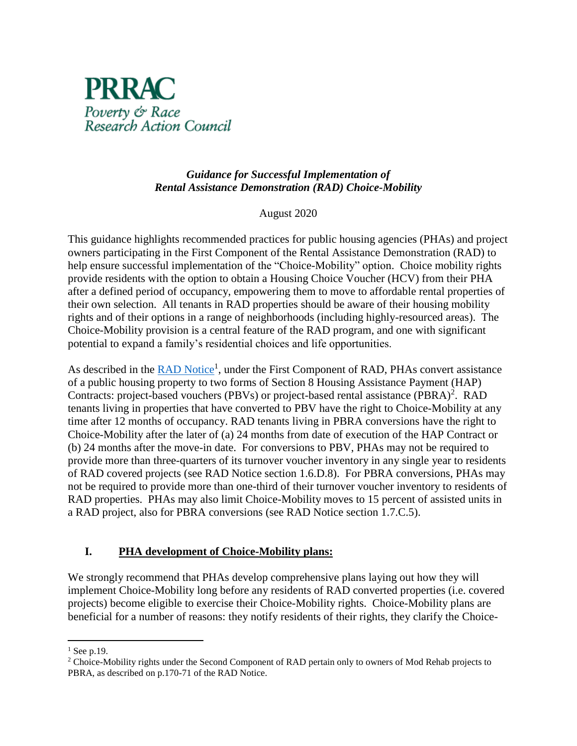**PRRAC**
*Poverty & Race Research Action Council*

***Guidance for Successful Implementation of Rental Assistance Demonstration (RAD) Choice-Mobility***

August 2020

This guidance highlights recommended practices for public housing agencies (PHAs) and project owners participating in the First Component of the Rental Assistance Demonstration (RAD) to help ensure successful implementation of the "Choice-Mobility" option. Choice mobility rights provide residents with the option to obtain a Housing Choice Voucher (HCV) from their PHA after a defined period of occupancy, empowering them to move to affordable rental properties of their own selection. All tenants in RAD properties should be aware of their housing mobility rights and of their options in a range of neighborhoods (including highly-resourced areas). The Choice-Mobility provision is a central feature of the RAD program, and one with significant potential to expand a family's residential choices and life opportunities.

As described in the [RAD Notice][1], under the First Component of RAD, PHAs convert assistance of a public housing property to two forms of Section 8 Housing Assistance Payment (HAP) Contracts: project-based vouchers (PBVs) or project-based rental assistance (PBRA)[2]. RAD tenants living in properties that have converted to PBV have the right to Choice-Mobility at any time after 12 months of occupancy. RAD tenants living in PBRA conversions have the right to Choice-Mobility after the later of (a) 24 months from date of execution of the HAP Contract or (b) 24 months after the move-in date. For conversions to PBV, PHAs may not be required to provide more than three-quarters of its turnover voucher inventory in any single year to residents of RAD covered projects (see RAD Notice section 1.6.D.8). For PBRA conversions, PHAs may not be required to provide more than one-third of their turnover voucher inventory to residents of RAD properties. PHAs may also limit Choice-Mobility moves to 15 percent of assisted units in a RAD project, also for PBRA conversions (see RAD Notice section 1.7.C.5).

## I. PHA development of Choice-Mobility plans:

We strongly recommend that PHAs develop comprehensive plans laying out how they will implement Choice-Mobility long before any residents of RAD converted properties (i.e. covered projects) become eligible to exercise their Choice-Mobility rights. Choice-Mobility plans are beneficial for a number of reasons: they notify residents of their rights, they clarify the Choice-

---

[1] See p.19.

[2] Choice-Mobility rights under the Second Component of RAD pertain only to owners of Mod Rehab projects to PBRA, as described on p.170-71 of the RAD Notice.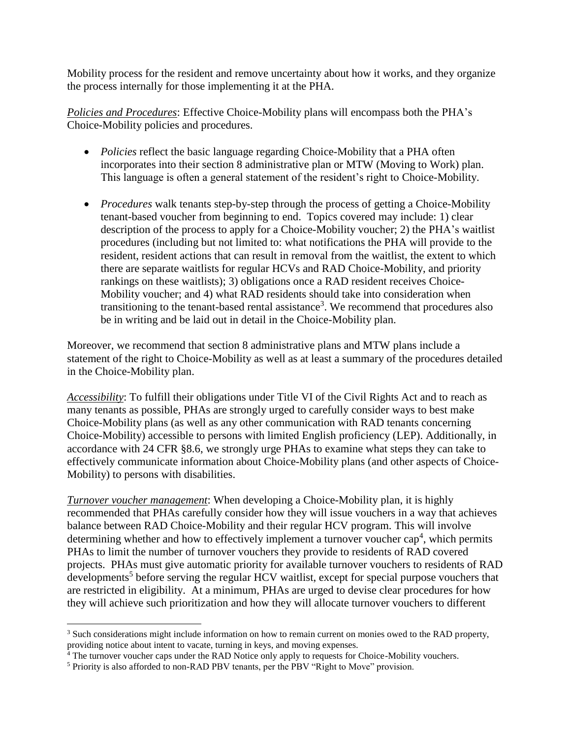Mobility process for the resident and remove uncertainty about how it works, and they organize the process internally for those implementing it at the PHA.

*Policies and Procedures*: Effective Choice-Mobility plans will encompass both the PHA's Choice-Mobility policies and procedures.

- *Policies* reflect the basic language regarding Choice-Mobility that a PHA often incorporates into their section 8 administrative plan or MTW (Moving to Work) plan. This language is often a general statement of the resident's right to Choice-Mobility.

- *Procedures* walk tenants step-by-step through the process of getting a Choice-Mobility tenant-based voucher from beginning to end. Topics covered may include: 1) clear description of the process to apply for a Choice-Mobility voucher; 2) the PHA's waitlist procedures (including but not limited to: what notifications the PHA will provide to the resident, resident actions that can result in removal from the waitlist, the extent to which there are separate waitlists for regular HCVs and RAD Choice-Mobility, and priority rankings on these waitlists); 3) obligations once a RAD resident receives Choice-Mobility voucher; and 4) what RAD residents should take into consideration when transitioning to the tenant-based rental assistance[3]. We recommend that procedures also be in writing and be laid out in detail in the Choice-Mobility plan.

Moreover, we recommend that section 8 administrative plans and MTW plans include a statement of the right to Choice-Mobility as well as at least a summary of the procedures detailed in the Choice-Mobility plan.

*Accessibility*: To fulfill their obligations under Title VI of the Civil Rights Act and to reach as many tenants as possible, PHAs are strongly urged to carefully consider ways to best make Choice-Mobility plans (as well as any other communication with RAD tenants concerning Choice-Mobility) accessible to persons with limited English proficiency (LEP). Additionally, in accordance with 24 CFR §8.6, we strongly urge PHAs to examine what steps they can take to effectively communicate information about Choice-Mobility plans (and other aspects of Choice-Mobility) to persons with disabilities.

*Turnover voucher management*: When developing a Choice-Mobility plan, it is highly recommended that PHAs carefully consider how they will issue vouchers in a way that achieves balance between RAD Choice-Mobility and their regular HCV program. This will involve determining whether and how to effectively implement a turnover voucher cap[4], which permits PHAs to limit the number of turnover vouchers they provide to residents of RAD covered projects. PHAs must give automatic priority for available turnover vouchers to residents of RAD developments[5] before serving the regular HCV waitlist, except for special purpose vouchers that are restricted in eligibility. At a minimum, PHAs are urged to devise clear procedures for how they will achieve such prioritization and how they will allocate turnover vouchers to different

---

[3] Such considerations might include information on how to remain current on monies owed to the RAD property, providing notice about intent to vacate, turning in keys, and moving expenses.

[4] The turnover voucher caps under the RAD Notice only apply to requests for Choice-Mobility vouchers.

[5] Priority is also afforded to non-RAD PBV tenants, per the PBV "Right to Move" provision.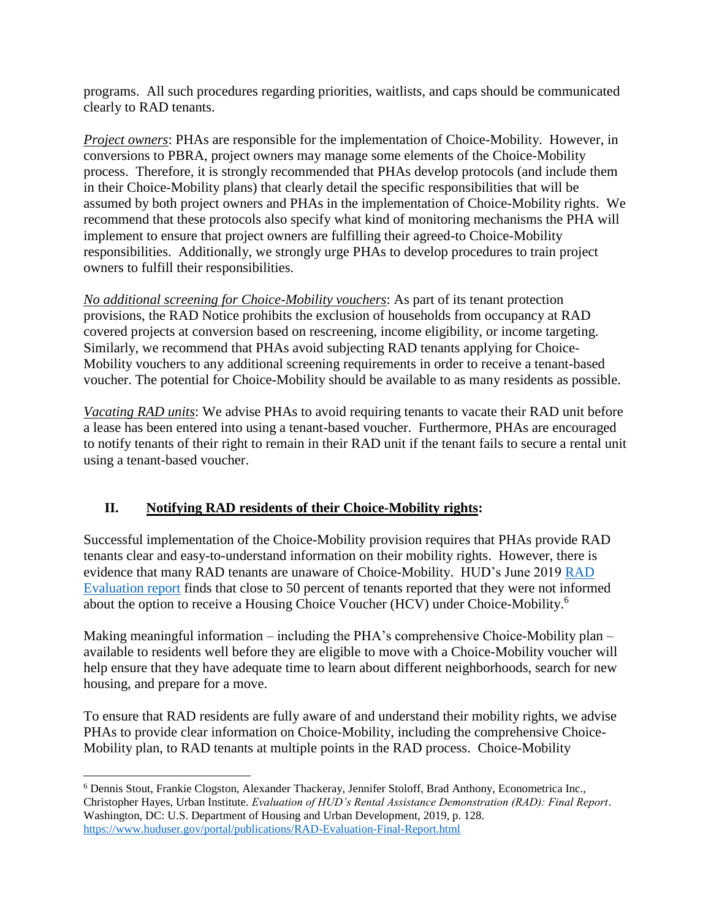programs. All such procedures regarding priorities, waitlists, and caps should be communicated clearly to RAD tenants.

*Project owners*: PHAs are responsible for the implementation of Choice-Mobility. However, in conversions to PBRA, project owners may manage some elements of the Choice-Mobility process. Therefore, it is strongly recommended that PHAs develop protocols (and include them in their Choice-Mobility plans) that clearly detail the specific responsibilities that will be assumed by both project owners and PHAs in the implementation of Choice-Mobility rights. We recommend that these protocols also specify what kind of monitoring mechanisms the PHA will implement to ensure that project owners are fulfilling their agreed-to Choice-Mobility responsibilities. Additionally, we strongly urge PHAs to develop procedures to train project owners to fulfill their responsibilities.

*No additional screening for Choice-Mobility vouchers*: As part of its tenant protection provisions, the RAD Notice prohibits the exclusion of households from occupancy at RAD covered projects at conversion based on rescreening, income eligibility, or income targeting. Similarly, we recommend that PHAs avoid subjecting RAD tenants applying for Choice-Mobility vouchers to any additional screening requirements in order to receive a tenant-based voucher. The potential for Choice-Mobility should be available to as many residents as possible.

*Vacating RAD units*: We advise PHAs to avoid requiring tenants to vacate their RAD unit before a lease has been entered into using a tenant-based voucher. Furthermore, PHAs are encouraged to notify tenants of their right to remain in their RAD unit if the tenant fails to secure a rental unit using a tenant-based voucher.

## II. Notifying RAD residents of their Choice-Mobility rights:

Successful implementation of the Choice-Mobility provision requires that PHAs provide RAD tenants clear and easy-to-understand information on their mobility rights. However, there is evidence that many RAD tenants are unaware of Choice-Mobility. HUD's June 2019 RAD Evaluation report finds that close to 50 percent of tenants reported that they were not informed about the option to receive a Housing Choice Voucher (HCV) under Choice-Mobility.[6]

Making meaningful information – including the PHA's comprehensive Choice-Mobility plan – available to residents well before they are eligible to move with a Choice-Mobility voucher will help ensure that they have adequate time to learn about different neighborhoods, search for new housing, and prepare for a move.

To ensure that RAD residents are fully aware of and understand their mobility rights, we advise PHAs to provide clear information on Choice-Mobility, including the comprehensive Choice-Mobility plan, to RAD tenants at multiple points in the RAD process. Choice-Mobility

---

[6] Dennis Stout, Frankie Clogston, Alexander Thackeray, Jennifer Stoloff, Brad Anthony, Econometrica Inc., Christopher Hayes, Urban Institute. *Evaluation of HUD's Rental Assistance Demonstration (RAD): Final Report*. Washington, DC: U.S. Department of Housing and Urban Development, 2019, p. 128. https://www.huduser.gov/portal/publications/RAD-Evaluation-Final-Report.html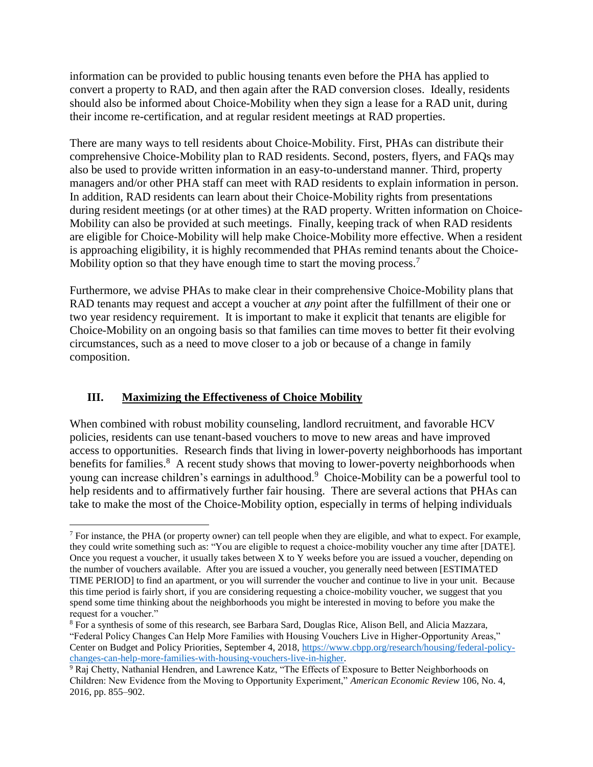information can be provided to public housing tenants even before the PHA has applied to convert a property to RAD, and then again after the RAD conversion closes. Ideally, residents should also be informed about Choice-Mobility when they sign a lease for a RAD unit, during their income re-certification, and at regular resident meetings at RAD properties.

There are many ways to tell residents about Choice-Mobility. First, PHAs can distribute their comprehensive Choice-Mobility plan to RAD residents. Second, posters, flyers, and FAQs may also be used to provide written information in an easy-to-understand manner. Third, property managers and/or other PHA staff can meet with RAD residents to explain information in person. In addition, RAD residents can learn about their Choice-Mobility rights from presentations during resident meetings (or at other times) at the RAD property. Written information on Choice-Mobility can also be provided at such meetings. Finally, keeping track of when RAD residents are eligible for Choice-Mobility will help make Choice-Mobility more effective. When a resident is approaching eligibility, it is highly recommended that PHAs remind tenants about the Choice-Mobility option so that they have enough time to start the moving process.[7]

Furthermore, we advise PHAs to make clear in their comprehensive Choice-Mobility plans that RAD tenants may request and accept a voucher at *any* point after the fulfillment of their one or two year residency requirement. It is important to make it explicit that tenants are eligible for Choice-Mobility on an ongoing basis so that families can time moves to better fit their evolving circumstances, such as a need to move closer to a job or because of a change in family composition.

## III. <u>Maximizing the Effectiveness of Choice Mobility</u>

When combined with robust mobility counseling, landlord recruitment, and favorable HCV policies, residents can use tenant-based vouchers to move to new areas and have improved access to opportunities. Research finds that living in lower-poverty neighborhoods has important benefits for families.[8] A recent study shows that moving to lower-poverty neighborhoods when young can increase children's earnings in adulthood.[9] Choice-Mobility can be a powerful tool to help residents and to affirmatively further fair housing. There are several actions that PHAs can take to make the most of the Choice-Mobility option, especially in terms of helping individuals

---

[7] For instance, the PHA (or property owner) can tell people when they are eligible, and what to expect. For example, they could write something such as: "You are eligible to request a choice-mobility voucher any time after [DATE]. Once you request a voucher, it usually takes between X to Y weeks before you are issued a voucher, depending on the number of vouchers available. After you are issued a voucher, you generally need between [ESTIMATED TIME PERIOD] to find an apartment, or you will surrender the voucher and continue to live in your unit. Because this time period is fairly short, if you are considering requesting a choice-mobility voucher, we suggest that you spend some time thinking about the neighborhoods you might be interested in moving to before you make the request for a voucher."

[8] For a synthesis of some of this research, see Barbara Sard, Douglas Rice, Alison Bell, and Alicia Mazzara, "Federal Policy Changes Can Help More Families with Housing Vouchers Live in Higher-Opportunity Areas," Center on Budget and Policy Priorities, September 4, 2018, https://www.cbpp.org/research/housing/federal-policy-changes-can-help-more-families-with-housing-vouchers-live-in-higher.

[9] Raj Chetty, Nathanial Hendren, and Lawrence Katz, "The Effects of Exposure to Better Neighborhoods on Children: New Evidence from the Moving to Opportunity Experiment," *American Economic Review* 106, No. 4, 2016, pp. 855–902.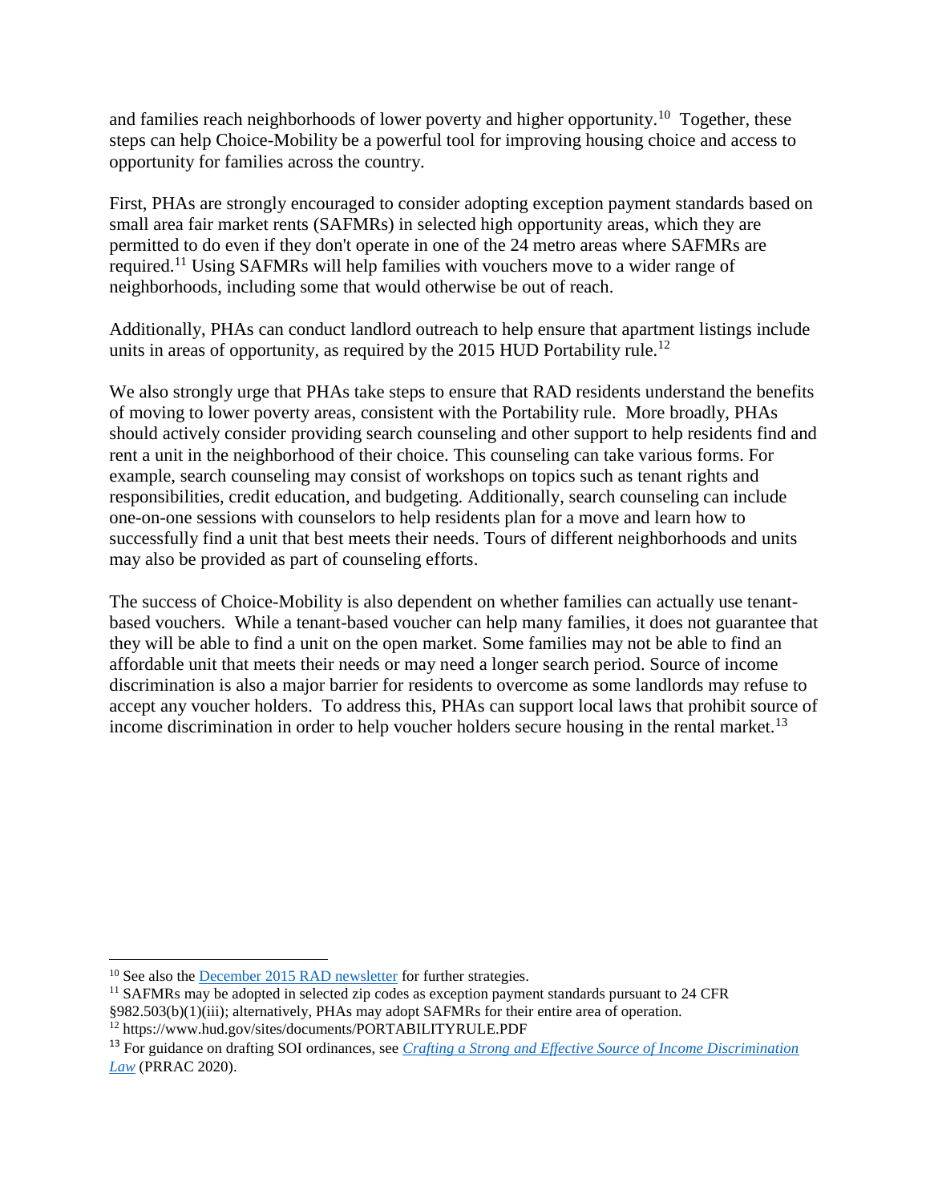and families reach neighborhoods of lower poverty and higher opportunity.[10] Together, these steps can help Choice-Mobility be a powerful tool for improving housing choice and access to opportunity for families across the country.

First, PHAs are strongly encouraged to consider adopting exception payment standards based on small area fair market rents (SAFMRs) in selected high opportunity areas, which they are permitted to do even if they don't operate in one of the 24 metro areas where SAFMRs are required.[11] Using SAFMRs will help families with vouchers move to a wider range of neighborhoods, including some that would otherwise be out of reach.

Additionally, PHAs can conduct landlord outreach to help ensure that apartment listings include units in areas of opportunity, as required by the 2015 HUD Portability rule.[12]

We also strongly urge that PHAs take steps to ensure that RAD residents understand the benefits of moving to lower poverty areas, consistent with the Portability rule. More broadly, PHAs should actively consider providing search counseling and other support to help residents find and rent a unit in the neighborhood of their choice. This counseling can take various forms. For example, search counseling may consist of workshops on topics such as tenant rights and responsibilities, credit education, and budgeting. Additionally, search counseling can include one-on-one sessions with counselors to help residents plan for a move and learn how to successfully find a unit that best meets their needs. Tours of different neighborhoods and units may also be provided as part of counseling efforts.

The success of Choice-Mobility is also dependent on whether families can actually use tenant-based vouchers. While a tenant-based voucher can help many families, it does not guarantee that they will be able to find a unit on the open market. Some families may not be able to find an affordable unit that meets their needs or may need a longer search period. Source of income discrimination is also a major barrier for residents to overcome as some landlords may refuse to accept any voucher holders. To address this, PHAs can support local laws that prohibit source of income discrimination in order to help voucher holders secure housing in the rental market.[13]

---

[10] See also the December 2015 RAD newsletter for further strategies.

[11] SAFMRs may be adopted in selected zip codes as exception payment standards pursuant to 24 CFR §982.503(b)(1)(iii); alternatively, PHAs may adopt SAFMRs for their entire area of operation.

[12] https://www.hud.gov/sites/documents/PORTABILITYRULE.PDF

[13] For guidance on drafting SOI ordinances, see *Crafting a Strong and Effective Source of Income Discrimination Law* (PRRAC 2020).